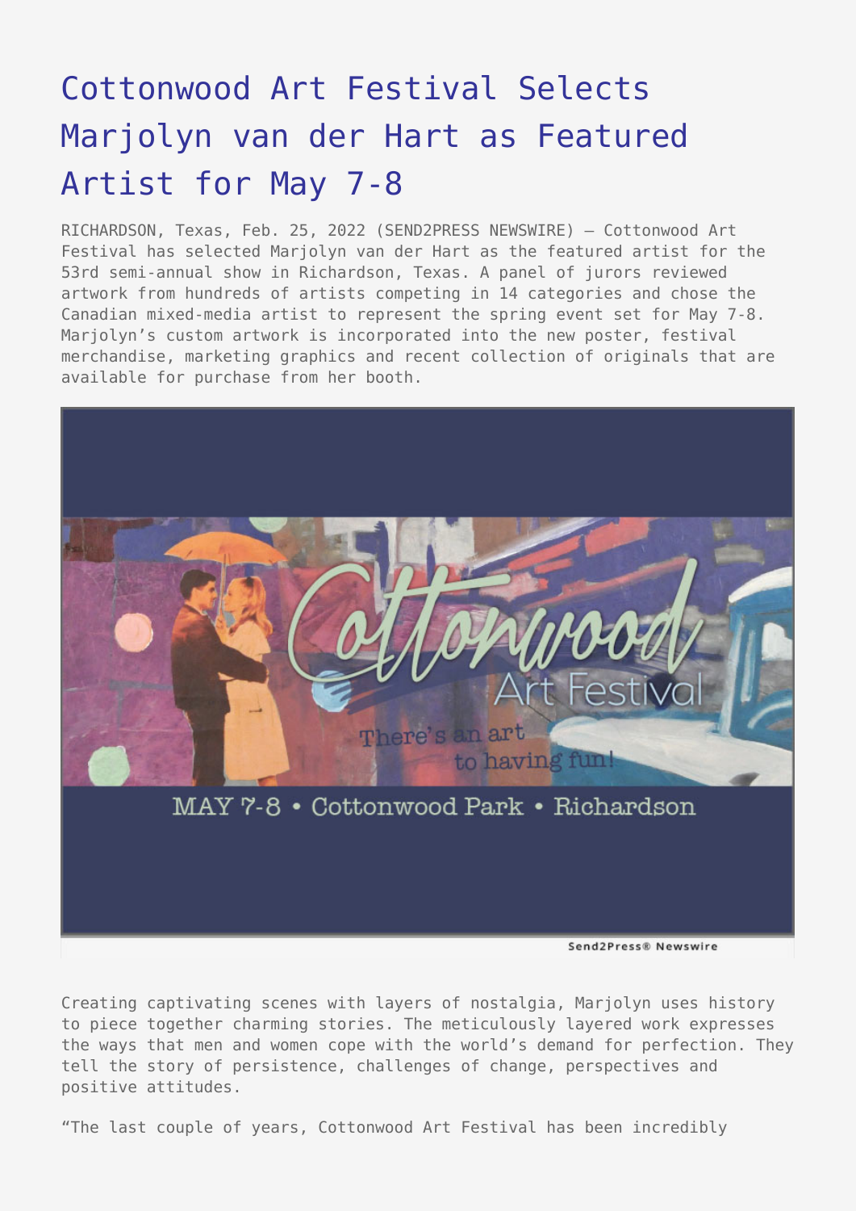# Cottonwood Art Festival Selects Marjolyn van der Hart as Featured Artist for May 7-8

RICHARDSON, Texas, Feb. 25, 2022 (SEND2PRESS NEWSWIRE) — Cottonwood Art Festival has selected Marjolyn van der Hart as the featured artist for the 53rd semi-annual show in Richardson, Texas. A panel of jurors reviewed artwork from hundreds of artists competing in 14 categories and chose the Canadian mixed-media artist to represent the spring event set for May 7-8. Marjolyn's custom artwork is incorporated into the new poster, festival merchandise, marketing graphics and recent collection of originals that are available for purchase from her booth.

Creating captivating scenes with layers of nostalgia, Marjolyn uses history to piece together charming stories. The meticulously layered work expresses the ways that men and women cope with the world's demand for perfection. They tell the story of persistence, challenges of change, perspectives and positive attitudes.

"The last couple of years, Cottonwood Art Festival has been incredibly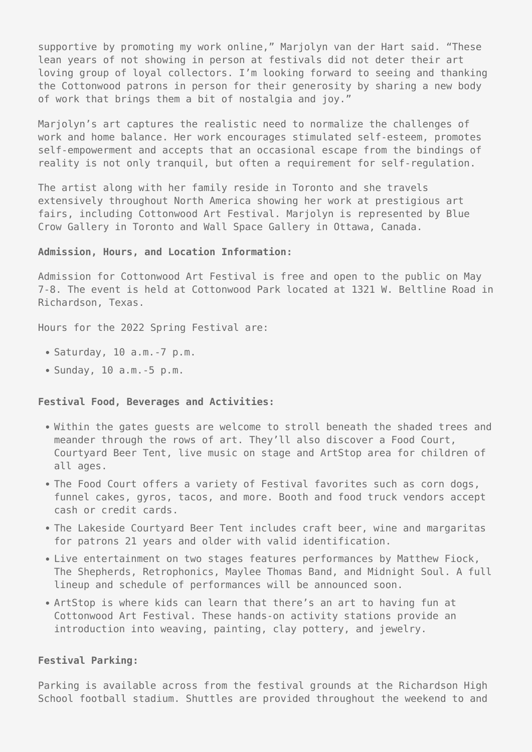supportive by promoting my work online," Marjolyn van der Hart said. "These lean years of not showing in person at festivals did not deter their art loving group of loyal collectors. I'm looking forward to seeing and thanking the Cottonwood patrons in person for their generosity by sharing a new body of work that brings them a bit of nostalgia and joy."

Marjolyn's art captures the realistic need to normalize the challenges of work and home balance. Her work encourages stimulated self-esteem, promotes self-empowerment and accepts that an occasional escape from the bindings of reality is not only tranquil, but often a requirement for self-regulation.

The artist along with her family reside in Toronto and she travels extensively throughout North America showing her work at prestigious art fairs, including Cottonwood Art Festival. Marjolyn is represented by Blue Crow Gallery in Toronto and Wall Space Gallery in Ottawa, Canada.

**Admission, Hours, and Location Information:**

Admission for Cottonwood Art Festival is free and open to the public on May 7-8. The event is held at Cottonwood Park located at 1321 W. Beltline Road in Richardson, Texas.

Hours for the 2022 Spring Festival are:

- Saturday, 10 a.m.-7 p.m.
- Sunday, 10 a.m.-5 p.m.

**Festival Food, Beverages and Activities:**

- Within the gates guests are welcome to stroll beneath the shaded trees and meander through the rows of art. They'll also discover a Food Court, Courtyard Beer Tent, live music on stage and ArtStop area for children of all ages.
- The Food Court offers a variety of Festival favorites such as corn dogs, funnel cakes, gyros, tacos, and more. Booth and food truck vendors accept cash or credit cards.
- The Lakeside Courtyard Beer Tent includes craft beer, wine and margaritas for patrons 21 years and older with valid identification.
- Live entertainment on two stages features performances by Matthew Fiock, The Shepherds, Retrophonics, Maylee Thomas Band, and Midnight Soul. A full lineup and schedule of performances will be announced soon.
- ArtStop is where kids can learn that there's an art to having fun at Cottonwood Art Festival. These hands-on activity stations provide an introduction into weaving, painting, clay pottery, and jewelry.

**Festival Parking:**

Parking is available across from the festival grounds at the Richardson High School football stadium. Shuttles are provided throughout the weekend to and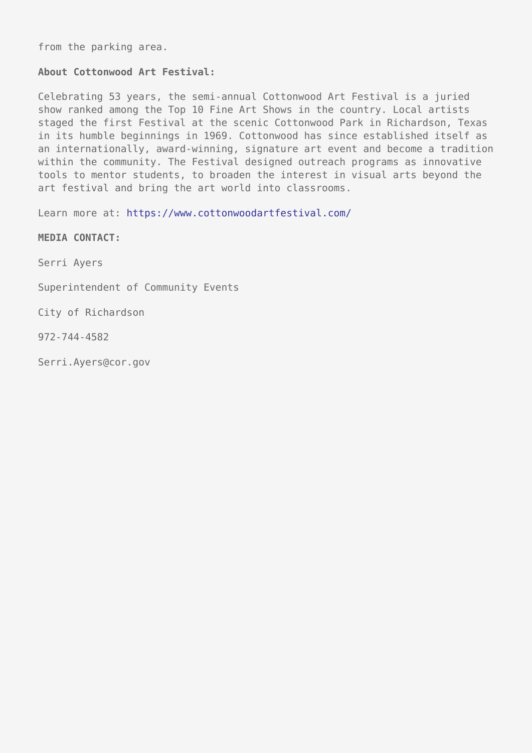from the parking area.

**About Cottonwood Art Festival:**

Celebrating 53 years, the semi-annual Cottonwood Art Festival is a juried show ranked among the Top 10 Fine Art Shows in the country. Local artists staged the first Festival at the scenic Cottonwood Park in Richardson, Texas in its humble beginnings in 1969. Cottonwood has since established itself as an internationally, award-winning, signature art event and become a tradition within the community. The Festival designed outreach programs as innovative tools to mentor students, to broaden the interest in visual arts beyond the art festival and bring the art world into classrooms.

Learn more at: https://www.cottonwoodartfestival.com/

**MEDIA CONTACT:**

Serri Ayers

Superintendent of Community Events

City of Richardson

972-744-4582

Serri.Ayers@cor.gov